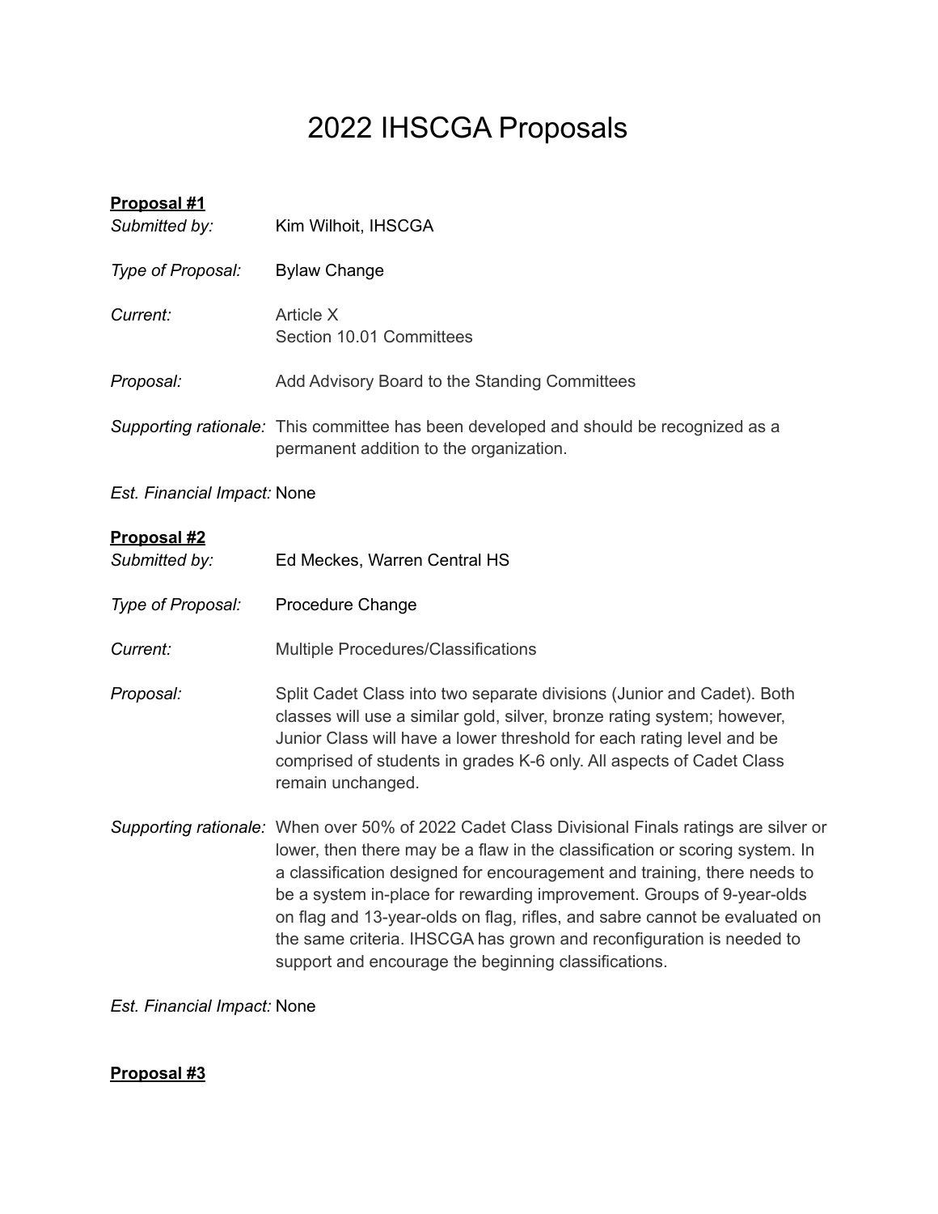# 2022 IHSCGA Proposals

**Proposal #1**

*Submitted by:* Kim Wilhoit, IHSCGA

*Type of Proposal:* Bylaw Change

*Current:* Article X
Section 10.01 Committees

*Proposal:* Add Advisory Board to the Standing Committees

*Supporting rationale:* This committee has been developed and should be recognized as a permanent addition to the organization.

*Est. Financial Impact:* None

**Proposal #2**

*Submitted by:* Ed Meckes, Warren Central HS

*Type of Proposal:* Procedure Change

*Current:* Multiple Procedures/Classifications

*Proposal:* Split Cadet Class into two separate divisions (Junior and Cadet). Both classes will use a similar gold, silver, bronze rating system; however, Junior Class will have a lower threshold for each rating level and be comprised of students in grades K-6 only. All aspects of Cadet Class remain unchanged.

*Supporting rationale:* When over 50% of 2022 Cadet Class Divisional Finals ratings are silver or lower, then there may be a flaw in the classification or scoring system. In a classification designed for encouragement and training, there needs to be a system in-place for rewarding improvement. Groups of 9-year-olds on flag and 13-year-olds on flag, rifles, and sabre cannot be evaluated on the same criteria. IHSCGA has grown and reconfiguration is needed to support and encourage the beginning classifications.

*Est. Financial Impact:* None

**Proposal #3**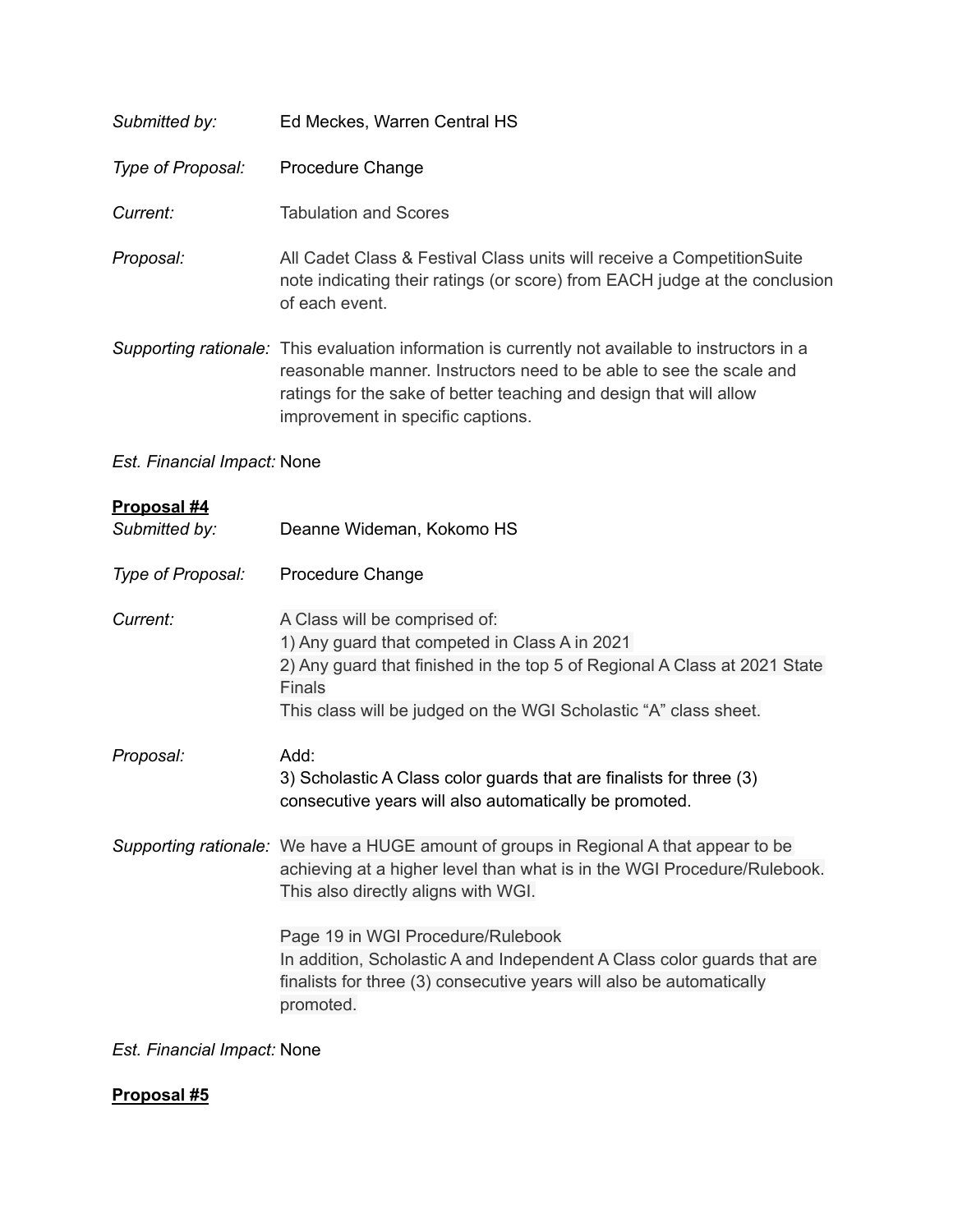*Submitted by:* Ed Meckes, Warren Central HS

*Type of Proposal:* Procedure Change

*Current:* Tabulation and Scores

*Proposal:* All Cadet Class & Festival Class units will receive a CompetitionSuite note indicating their ratings (or score) from EACH judge at the conclusion of each event.

*Supporting rationale:* This evaluation information is currently not available to instructors in a reasonable manner. Instructors need to be able to see the scale and ratings for the sake of better teaching and design that will allow improvement in specific captions.

*Est. Financial Impact:* None

**Proposal #4**

*Submitted by:* Deanne Wideman, Kokomo HS

*Type of Proposal:* Procedure Change

*Current:* A Class will be comprised of:
1) Any guard that competed in Class A in 2021
2) Any guard that finished in the top 5 of Regional A Class at 2021 State Finals
This class will be judged on the WGI Scholastic "A" class sheet.

*Proposal:* Add:
3) Scholastic A Class color guards that are finalists for three (3) consecutive years will also automatically be promoted.

*Supporting rationale:* We have a HUGE amount of groups in Regional A that appear to be achieving at a higher level than what is in the WGI Procedure/Rulebook. This also directly aligns with WGI.

Page 19 in WGI Procedure/Rulebook
In addition, Scholastic A and Independent A Class color guards that are finalists for three (3) consecutive years will also be automatically promoted.

*Est. Financial Impact:* None

**Proposal #5**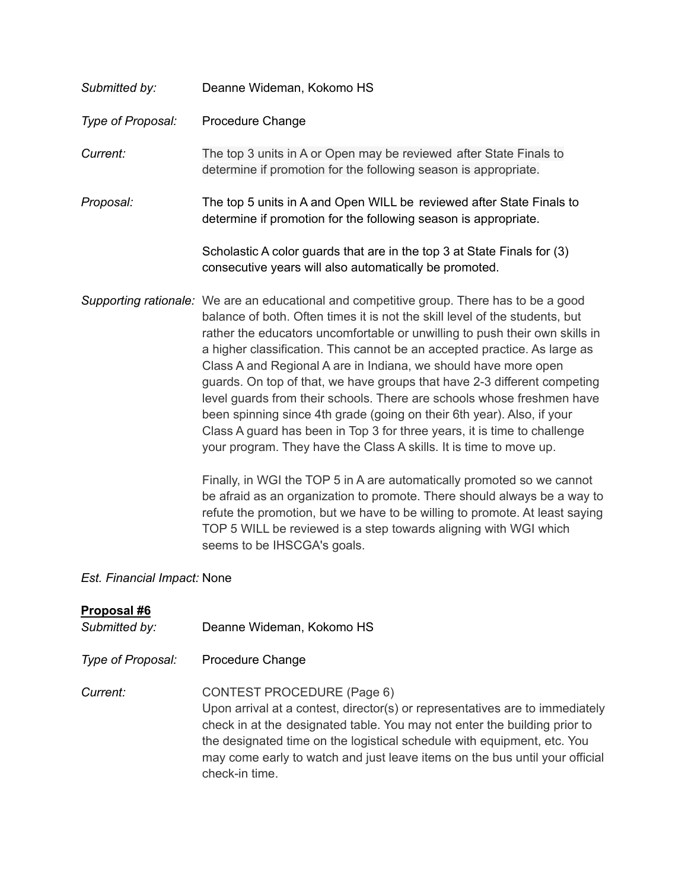*Submitted by:* Deanne Wideman, Kokomo HS

*Type of Proposal:* Procedure Change

*Current:* The top 3 units in A or Open may be reviewed after State Finals to determine if promotion for the following season is appropriate.

*Proposal:* The top 5 units in A and Open WILL be reviewed after State Finals to determine if promotion for the following season is appropriate.

Scholastic A color guards that are in the top 3 at State Finals for (3) consecutive years will also automatically be promoted.

*Supporting rationale:* We are an educational and competitive group. There has to be a good balance of both. Often times it is not the skill level of the students, but rather the educators uncomfortable or unwilling to push their own skills in a higher classification. This cannot be an accepted practice. As large as Class A and Regional A are in Indiana, we should have more open guards. On top of that, we have groups that have 2-3 different competing level guards from their schools. There are schools whose freshmen have been spinning since 4th grade (going on their 6th year). Also, if your Class A guard has been in Top 3 for three years, it is time to challenge your program. They have the Class A skills. It is time to move up.

Finally, in WGI the TOP 5 in A are automatically promoted so we cannot be afraid as an organization to promote. There should always be a way to refute the promotion, but we have to be willing to promote. At least saying TOP 5 WILL be reviewed is a step towards aligning with WGI which seems to be IHSCGA's goals.

*Est. Financial Impact:* None

**Proposal #6**

*Submitted by:* Deanne Wideman, Kokomo HS

*Type of Proposal:* Procedure Change

*Current:* CONTEST PROCEDURE (Page 6)
Upon arrival at a contest, director(s) or representatives are to immediately check in at the designated table. You may not enter the building prior to the designated time on the logistical schedule with equipment, etc. You may come early to watch and just leave items on the bus until your official check-in time.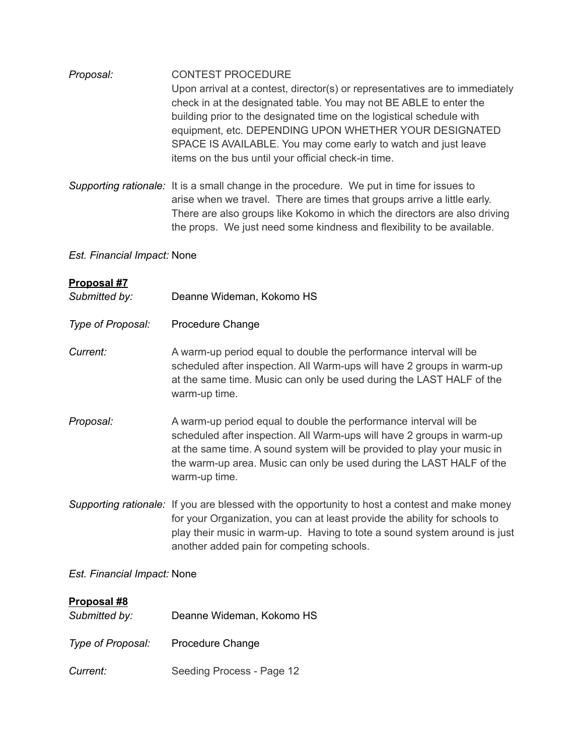*Proposal:* CONTEST PROCEDURE
Upon arrival at a contest, director(s) or representatives are to immediately check in at the designated table. You may not BE ABLE to enter the building prior to the designated time on the logistical schedule with equipment, etc. DEPENDING UPON WHETHER YOUR DESIGNATED SPACE IS AVAILABLE. You may come early to watch and just leave items on the bus until your official check-in time.

*Supporting rationale:* It is a small change in the procedure. We put in time for issues to arise when we travel. There are times that groups arrive a little early. There are also groups like Kokomo in which the directors are also driving the props. We just need some kindness and flexibility to be available.

*Est. Financial Impact:* None

**Proposal #7**

*Submitted by:* Deanne Wideman, Kokomo HS

*Type of Proposal:* Procedure Change

*Current:* A warm-up period equal to double the performance interval will be scheduled after inspection. All Warm-ups will have 2 groups in warm-up at the same time. Music can only be used during the LAST HALF of the warm-up time.

*Proposal:* A warm-up period equal to double the performance interval will be scheduled after inspection. All Warm-ups will have 2 groups in warm-up at the same time. A sound system will be provided to play your music in the warm-up area. Music can only be used during the LAST HALF of the warm-up time.

*Supporting rationale:* If you are blessed with the opportunity to host a contest and make money for your Organization, you can at least provide the ability for schools to play their music in warm-up. Having to tote a sound system around is just another added pain for competing schools.

*Est. Financial Impact:* None

**Proposal #8**

*Submitted by:* Deanne Wideman, Kokomo HS

*Type of Proposal:* Procedure Change

*Current:* Seeding Process - Page 12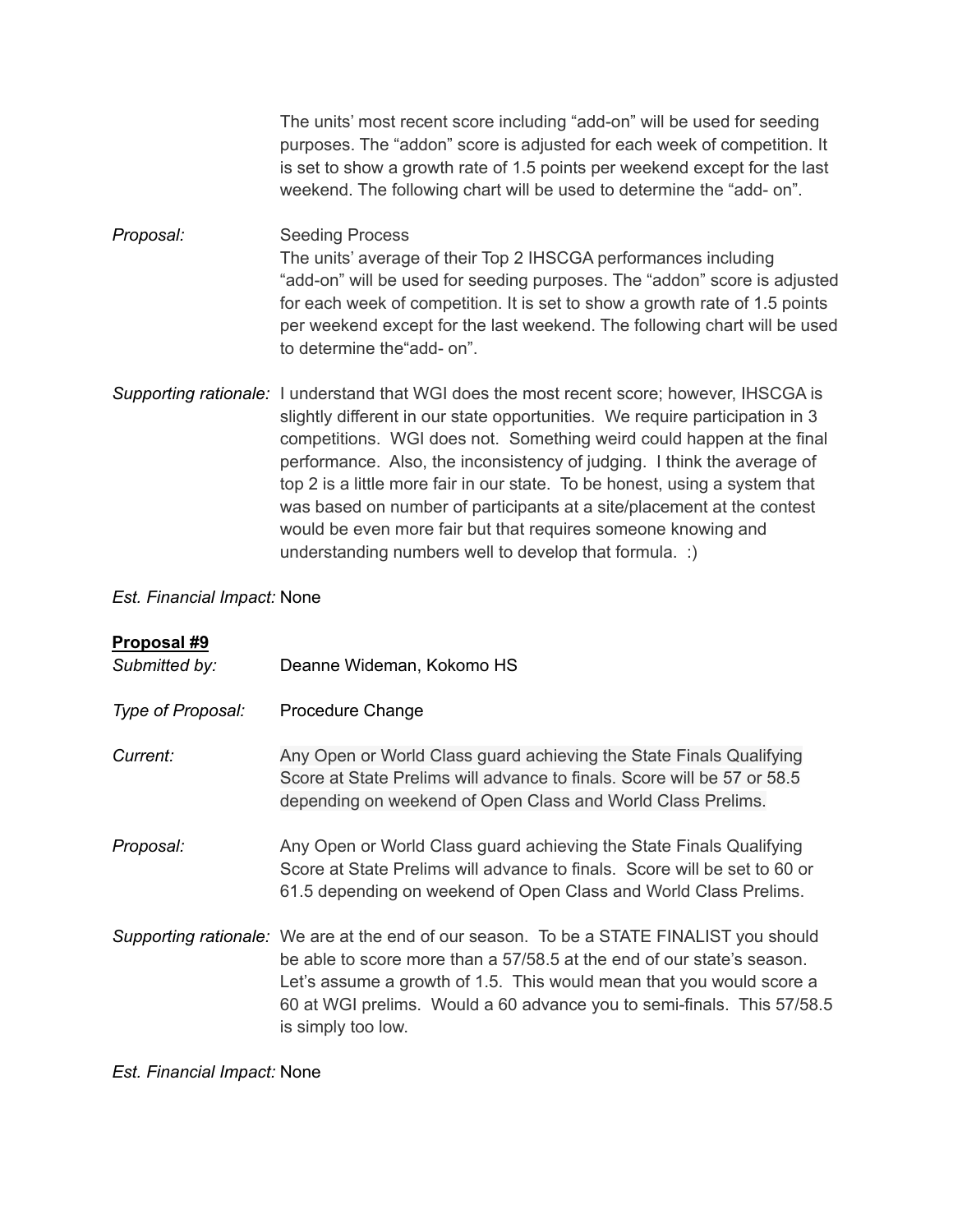The units' most recent score including "add-on" will be used for seeding purposes. The "addon" score is adjusted for each week of competition. It is set to show a growth rate of 1.5 points per weekend except for the last weekend. The following chart will be used to determine the "add- on".

*Proposal:* Seeding Process
The units' average of their Top 2 IHSCGA performances including "add-on" will be used for seeding purposes. The "addon" score is adjusted for each week of competition. It is set to show a growth rate of 1.5 points per weekend except for the last weekend. The following chart will be used to determine the"add- on".

*Supporting rationale:* I understand that WGI does the most recent score; however, IHSCGA is slightly different in our state opportunities. We require participation in 3 competitions. WGI does not. Something weird could happen at the final performance. Also, the inconsistency of judging. I think the average of top 2 is a little more fair in our state. To be honest, using a system that was based on number of participants at a site/placement at the contest would be even more fair but that requires someone knowing and understanding numbers well to develop that formula. :)

*Est. Financial Impact:* None

**Proposal #9**

*Submitted by:* Deanne Wideman, Kokomo HS

*Type of Proposal:* Procedure Change

*Current:* Any Open or World Class guard achieving the State Finals Qualifying Score at State Prelims will advance to finals. Score will be 57 or 58.5 depending on weekend of Open Class and World Class Prelims.

*Proposal:* Any Open or World Class guard achieving the State Finals Qualifying Score at State Prelims will advance to finals. Score will be set to 60 or 61.5 depending on weekend of Open Class and World Class Prelims.

*Supporting rationale:* We are at the end of our season. To be a STATE FINALIST you should be able to score more than a 57/58.5 at the end of our state's season. Let's assume a growth of 1.5. This would mean that you would score a 60 at WGI prelims. Would a 60 advance you to semi-finals. This 57/58.5 is simply too low.

*Est. Financial Impact:* None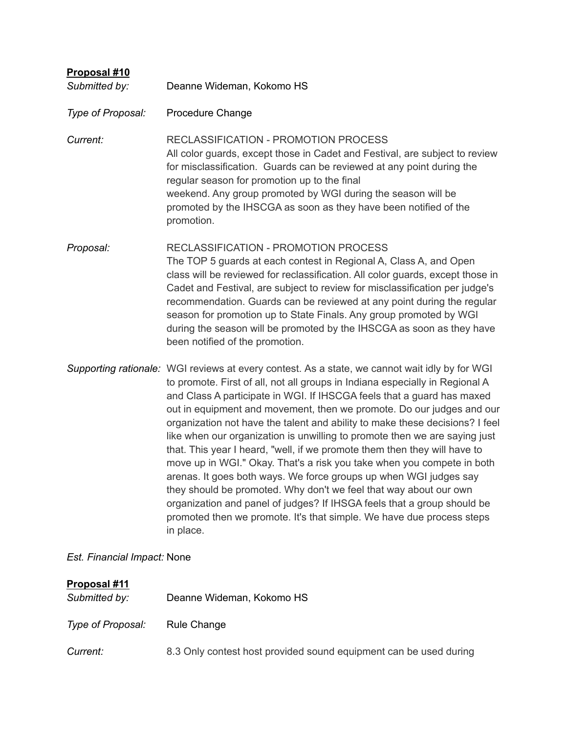**Proposal #10**

*Submitted by:* Deanne Wideman, Kokomo HS

*Type of Proposal:* Procedure Change

*Current:* RECLASSIFICATION - PROMOTION PROCESS
All color guards, except those in Cadet and Festival, are subject to review for misclassification. Guards can be reviewed at any point during the regular season for promotion up to the final weekend. Any group promoted by WGI during the season will be promoted by the IHSCGA as soon as they have been notified of the promotion.

*Proposal:* RECLASSIFICATION - PROMOTION PROCESS
The TOP 5 guards at each contest in Regional A, Class A, and Open class will be reviewed for reclassification. All color guards, except those in Cadet and Festival, are subject to review for misclassification per judge's recommendation. Guards can be reviewed at any point during the regular season for promotion up to State Finals. Any group promoted by WGI during the season will be promoted by the IHSCGA as soon as they have been notified of the promotion.

*Supporting rationale:* WGI reviews at every contest. As a state, we cannot wait idly by for WGI to promote. First of all, not all groups in Indiana especially in Regional A and Class A participate in WGI. If IHSCGA feels that a guard has maxed out in equipment and movement, then we promote. Do our judges and our organization not have the talent and ability to make these decisions? I feel like when our organization is unwilling to promote then we are saying just that. This year I heard, "well, if we promote them then they will have to move up in WGI." Okay. That's a risk you take when you compete in both arenas. It goes both ways. We force groups up when WGI judges say they should be promoted. Why don't we feel that way about our own organization and panel of judges? If IHSGA feels that a group should be promoted then we promote. It's that simple. We have due process steps in place.

*Est. Financial Impact:* None

**Proposal #11**

*Submitted by:* Deanne Wideman, Kokomo HS

*Type of Proposal:* Rule Change

*Current:* 8.3 Only contest host provided sound equipment can be used during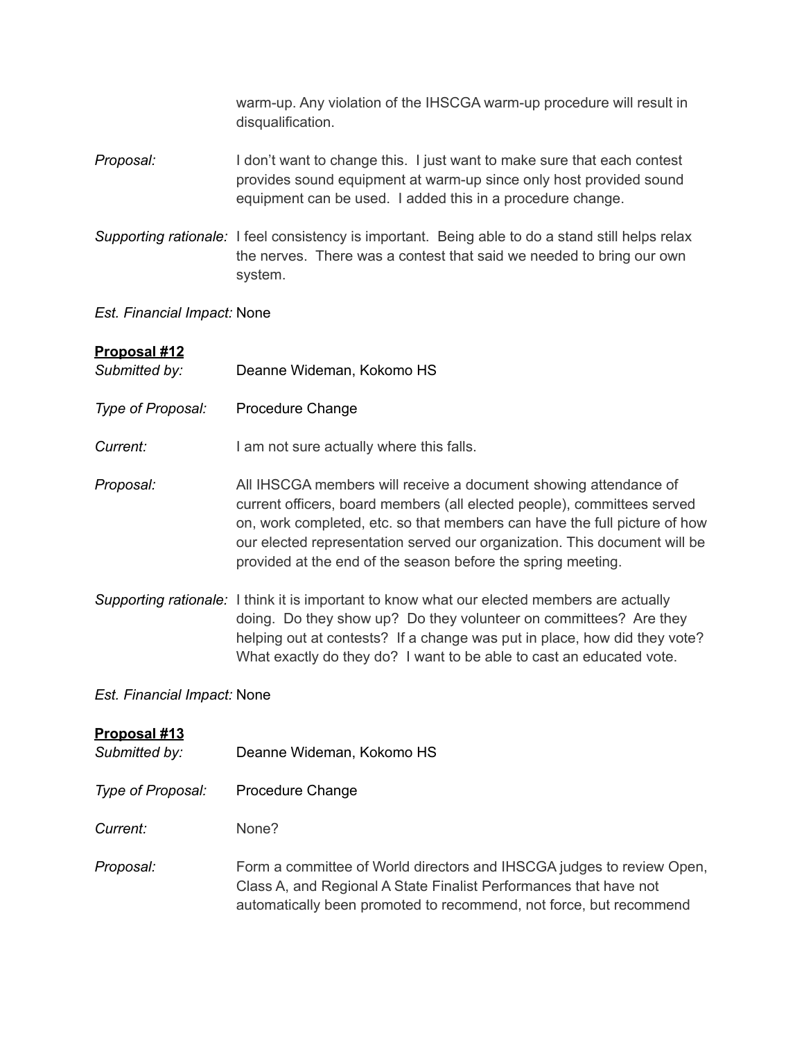warm-up. Any violation of the IHSCGA warm-up procedure will result in disqualification.

*Proposal:* I don't want to change this. I just want to make sure that each contest provides sound equipment at warm-up since only host provided sound equipment can be used. I added this in a procedure change.

*Supporting rationale:* I feel consistency is important. Being able to do a stand still helps relax the nerves. There was a contest that said we needed to bring our own system.

*Est. Financial Impact:* None

**Proposal #12**

*Submitted by:* Deanne Wideman, Kokomo HS

*Type of Proposal:* Procedure Change

*Current:* I am not sure actually where this falls.

*Proposal:* All IHSCGA members will receive a document showing attendance of current officers, board members (all elected people), committees served on, work completed, etc. so that members can have the full picture of how our elected representation served our organization. This document will be provided at the end of the season before the spring meeting.

*Supporting rationale:* I think it is important to know what our elected members are actually doing. Do they show up? Do they volunteer on committees? Are they helping out at contests? If a change was put in place, how did they vote? What exactly do they do? I want to be able to cast an educated vote.

*Est. Financial Impact:* None

**Proposal #13**

*Submitted by:* Deanne Wideman, Kokomo HS

*Type of Proposal:* Procedure Change

*Current:* None?

*Proposal:* Form a committee of World directors and IHSCGA judges to review Open, Class A, and Regional A State Finalist Performances that have not automatically been promoted to recommend, not force, but recommend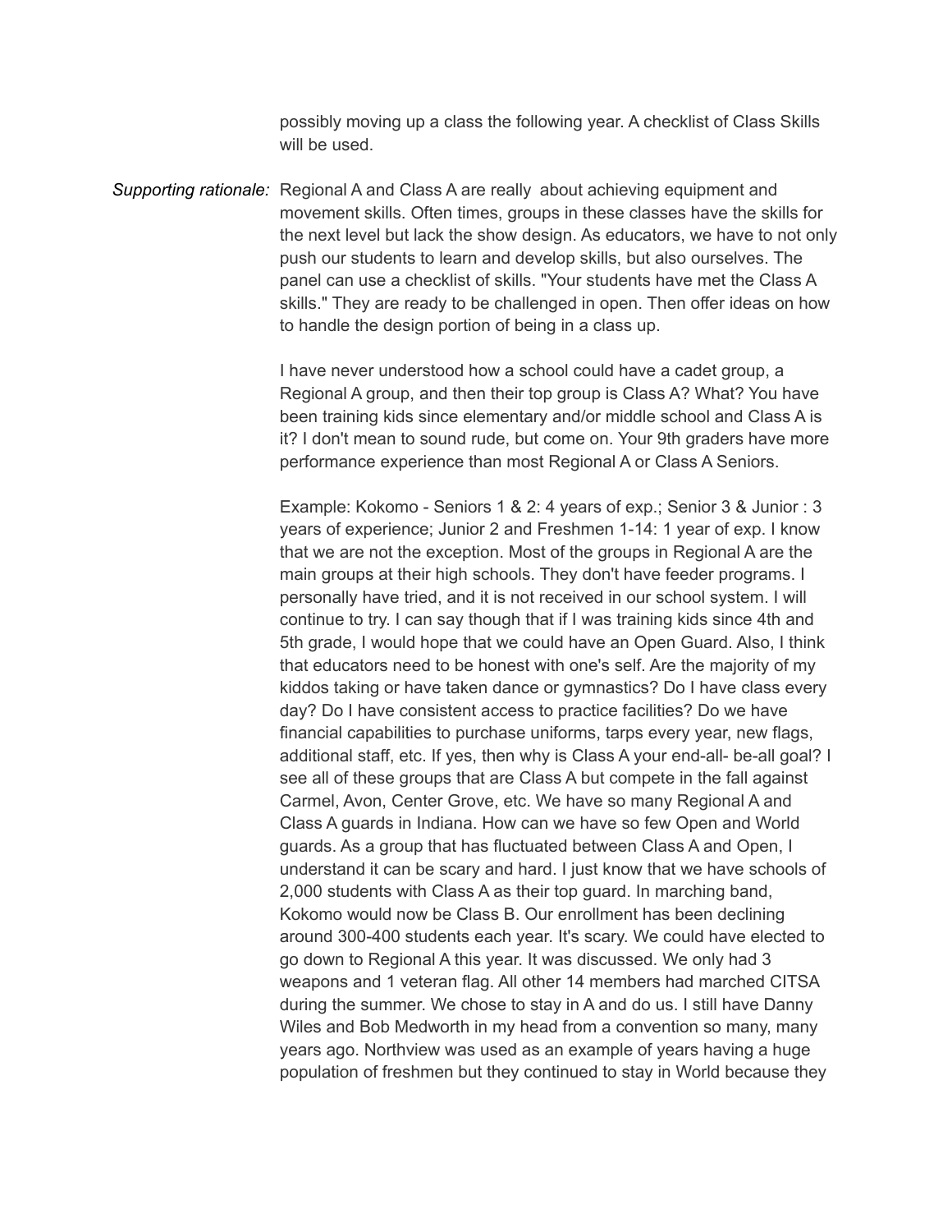possibly moving up a class the following year. A checklist of Class Skills will be used.

*Supporting rationale:* Regional A and Class A are really about achieving equipment and movement skills. Often times, groups in these classes have the skills for the next level but lack the show design. As educators, we have to not only push our students to learn and develop skills, but also ourselves. The panel can use a checklist of skills. "Your students have met the Class A skills." They are ready to be challenged in open. Then offer ideas on how to handle the design portion of being in a class up.

I have never understood how a school could have a cadet group, a Regional A group, and then their top group is Class A? What? You have been training kids since elementary and/or middle school and Class A is it? I don't mean to sound rude, but come on. Your 9th graders have more performance experience than most Regional A or Class A Seniors.

Example: Kokomo - Seniors 1 & 2: 4 years of exp.; Senior 3 & Junior : 3 years of experience; Junior 2 and Freshmen 1-14: 1 year of exp. I know that we are not the exception. Most of the groups in Regional A are the main groups at their high schools. They don't have feeder programs. I personally have tried, and it is not received in our school system. I will continue to try. I can say though that if I was training kids since 4th and 5th grade, I would hope that we could have an Open Guard. Also, I think that educators need to be honest with one's self. Are the majority of my kiddos taking or have taken dance or gymnastics? Do I have class every day? Do I have consistent access to practice facilities? Do we have financial capabilities to purchase uniforms, tarps every year, new flags, additional staff, etc. If yes, then why is Class A your end-all- be-all goal? I see all of these groups that are Class A but compete in the fall against Carmel, Avon, Center Grove, etc. We have so many Regional A and Class A guards in Indiana. How can we have so few Open and World guards. As a group that has fluctuated between Class A and Open, I understand it can be scary and hard. I just know that we have schools of 2,000 students with Class A as their top guard. In marching band, Kokomo would now be Class B. Our enrollment has been declining around 300-400 students each year. It's scary. We could have elected to go down to Regional A this year. It was discussed. We only had 3 weapons and 1 veteran flag. All other 14 members had marched CITSA during the summer. We chose to stay in A and do us. I still have Danny Wiles and Bob Medworth in my head from a convention so many, many years ago. Northview was used as an example of years having a huge population of freshmen but they continued to stay in World because they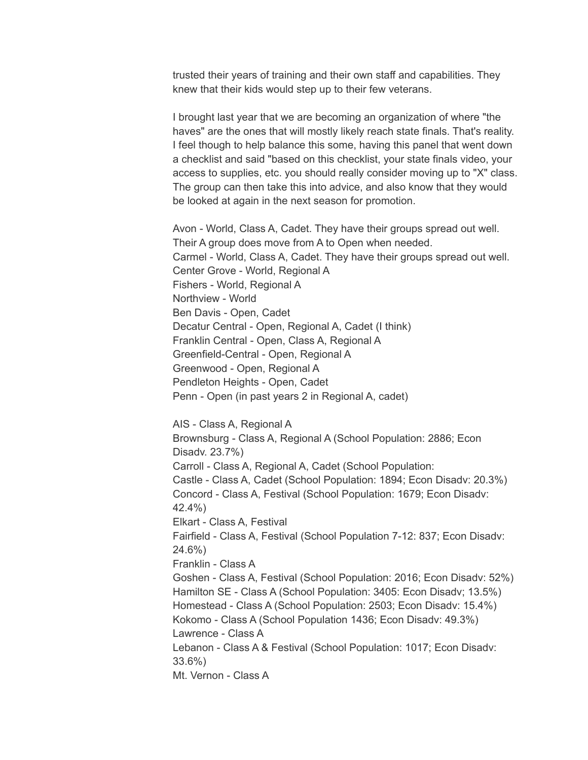trusted their years of training and their own staff and capabilities. They knew that their kids would step up to their few veterans.

I brought last year that we are becoming an organization of where "the haves" are the ones that will mostly likely reach state finals. That's reality. I feel though to help balance this some, having this panel that went down a checklist and said "based on this checklist, your state finals video, your access to supplies, etc. you should really consider moving up to "X" class. The group can then take this into advice, and also know that they would be looked at again in the next season for promotion.

Avon - World, Class A, Cadet. They have their groups spread out well. Their A group does move from A to Open when needed.
Carmel - World, Class A, Cadet. They have their groups spread out well.
Center Grove - World, Regional A
Fishers - World, Regional A
Northview - World
Ben Davis - Open, Cadet
Decatur Central - Open, Regional A, Cadet (I think)
Franklin Central - Open, Class A, Regional A
Greenfield-Central - Open, Regional A
Greenwood - Open, Regional A
Pendleton Heights - Open, Cadet
Penn - Open (in past years 2 in Regional A, cadet)

AIS - Class A, Regional A
Brownsburg - Class A, Regional A (School Population: 2886; Econ Disadv. 23.7%)
Carroll - Class A, Regional A, Cadet (School Population:
Castle - Class A, Cadet (School Population: 1894; Econ Disadv: 20.3%)
Concord - Class A, Festival (School Population: 1679; Econ Disadv: 42.4%)
Elkart - Class A, Festival
Fairfield - Class A, Festival (School Population 7-12: 837; Econ Disadv: 24.6%)
Franklin - Class A
Goshen - Class A, Festival (School Population: 2016; Econ Disadv: 52%)
Hamilton SE - Class A (School Population: 3405: Econ Disadv; 13.5%)
Homestead - Class A (School Population: 2503; Econ Disadv: 15.4%)
Kokomo - Class A (School Population 1436; Econ Disadv: 49.3%)
Lawrence - Class A
Lebanon - Class A & Festival (School Population: 1017; Econ Disadv: 33.6%)
Mt. Vernon - Class A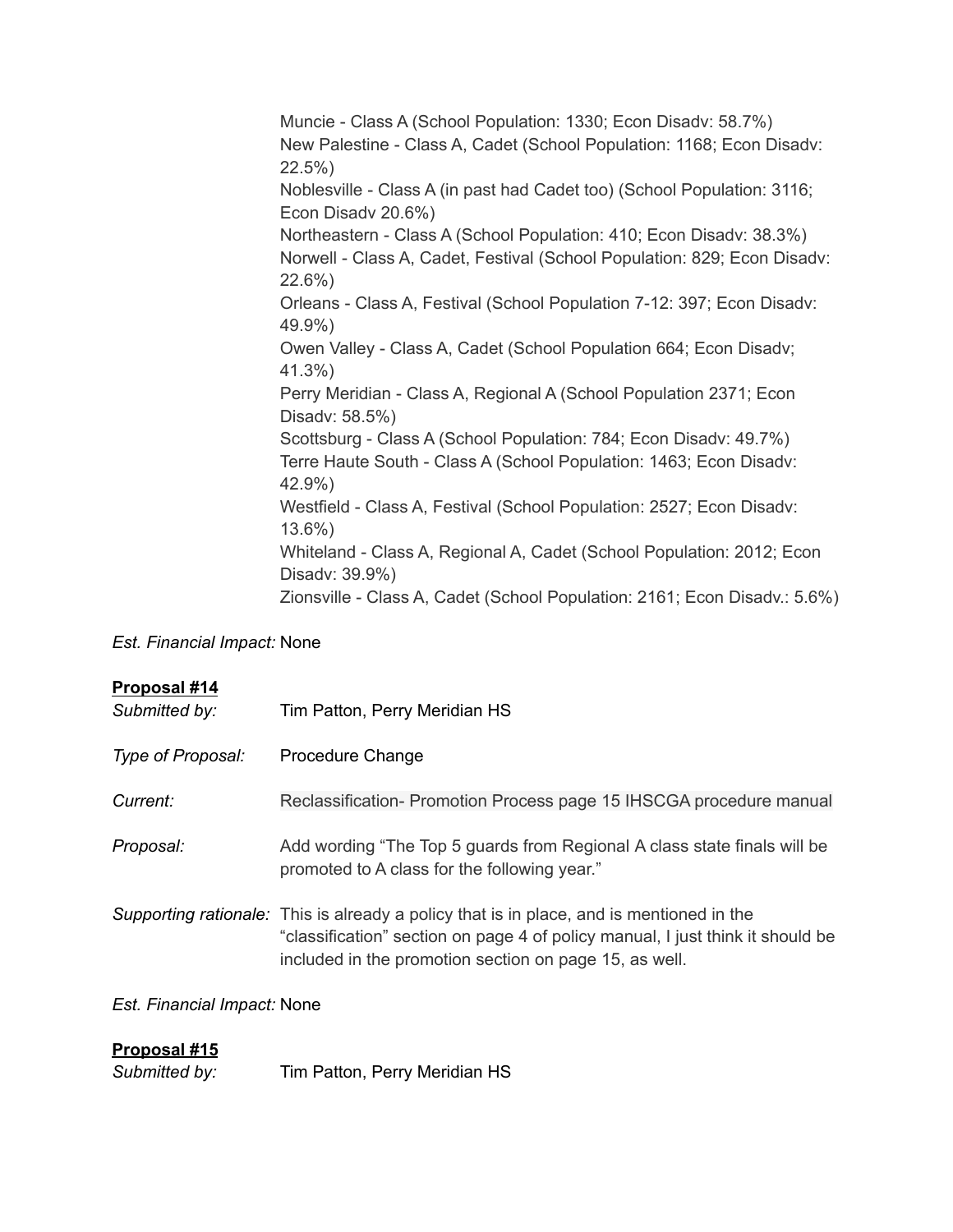Muncie - Class A (School Population: 1330; Econ Disadv: 58.7%)
New Palestine - Class A, Cadet (School Population: 1168; Econ Disadv: 22.5%)
Noblesville - Class A (in past had Cadet too) (School Population: 3116; Econ Disadv 20.6%)
Northeastern - Class A (School Population: 410; Econ Disadv: 38.3%)
Norwell - Class A, Cadet, Festival (School Population: 829; Econ Disadv: 22.6%)
Orleans - Class A, Festival (School Population 7-12: 397; Econ Disadv: 49.9%)
Owen Valley - Class A, Cadet (School Population 664; Econ Disadv; 41.3%)
Perry Meridian - Class A, Regional A (School Population 2371; Econ Disadv: 58.5%)
Scottsburg - Class A (School Population: 784; Econ Disadv: 49.7%)
Terre Haute South - Class A (School Population: 1463; Econ Disadv: 42.9%)
Westfield - Class A, Festival (School Population: 2527; Econ Disadv: 13.6%)
Whiteland - Class A, Regional A, Cadet (School Population: 2012; Econ Disadv: 39.9%)
Zionsville - Class A, Cadet (School Population: 2161; Econ Disadv.: 5.6%)

*Est. Financial Impact:* None

**Proposal #14**

*Submitted by:* Tim Patton, Perry Meridian HS

*Type of Proposal:* Procedure Change

*Current:* Reclassification- Promotion Process page 15 IHSCGA procedure manual

*Proposal:* Add wording "The Top 5 guards from Regional A class state finals will be promoted to A class for the following year."

*Supporting rationale:* This is already a policy that is in place, and is mentioned in the "classification" section on page 4 of policy manual, I just think it should be included in the promotion section on page 15, as well.

*Est. Financial Impact:* None

**Proposal #15**

*Submitted by:* Tim Patton, Perry Meridian HS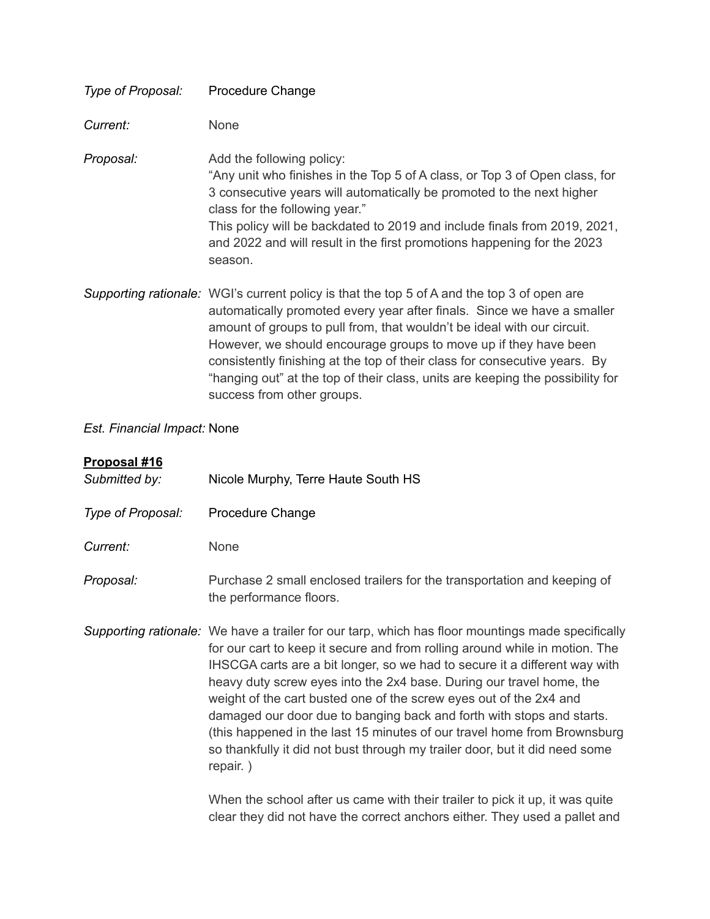*Type of Proposal:* Procedure Change

*Current:* None

*Proposal:* Add the following policy:
"Any unit who finishes in the Top 5 of A class, or Top 3 of Open class, for 3 consecutive years will automatically be promoted to the next higher class for the following year."
This policy will be backdated to 2019 and include finals from 2019, 2021, and 2022 and will result in the first promotions happening for the 2023 season.

*Supporting rationale:* WGI's current policy is that the top 5 of A and the top 3 of open are automatically promoted every year after finals. Since we have a smaller amount of groups to pull from, that wouldn't be ideal with our circuit. However, we should encourage groups to move up if they have been consistently finishing at the top of their class for consecutive years. By "hanging out" at the top of their class, units are keeping the possibility for success from other groups.

*Est. Financial Impact:* None

**Proposal #16**

*Submitted by:* Nicole Murphy, Terre Haute South HS

*Type of Proposal:* Procedure Change

*Current:* None

*Proposal:* Purchase 2 small enclosed trailers for the transportation and keeping of the performance floors.

*Supporting rationale:* We have a trailer for our tarp, which has floor mountings made specifically for our cart to keep it secure and from rolling around while in motion. The IHSCGA carts are a bit longer, so we had to secure it a different way with heavy duty screw eyes into the 2x4 base. During our travel home, the weight of the cart busted one of the screw eyes out of the 2x4 and damaged our door due to banging back and forth with stops and starts. (this happened in the last 15 minutes of our travel home from Brownsburg so thankfully it did not bust through my trailer door, but it did need some repair. )

When the school after us came with their trailer to pick it up, it was quite clear they did not have the correct anchors either. They used a pallet and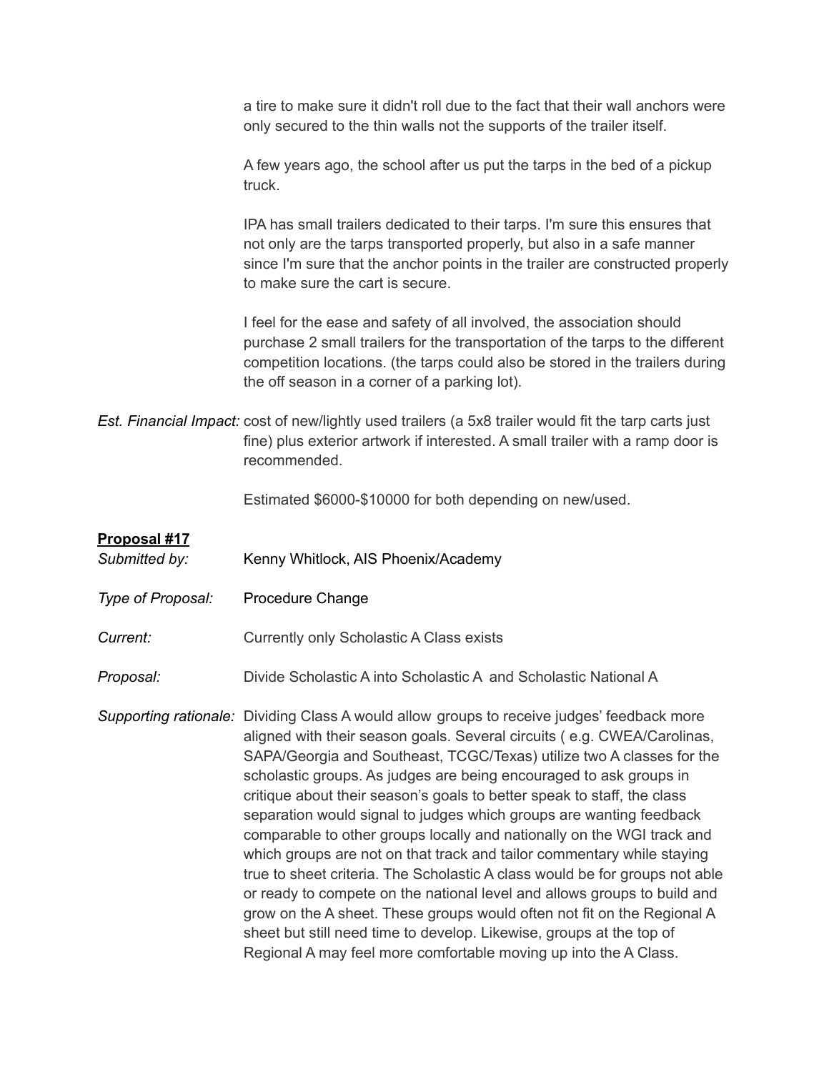a tire to make sure it didn't roll due to the fact that their wall anchors were only secured to the thin walls not the supports of the trailer itself.

A few years ago, the school after us put the tarps in the bed of a pickup truck.

IPA has small trailers dedicated to their tarps. I'm sure this ensures that not only are the tarps transported properly, but also in a safe manner since I'm sure that the anchor points in the trailer are constructed properly to make sure the cart is secure.

I feel for the ease and safety of all involved, the association should purchase 2 small trailers for the transportation of the tarps to the different competition locations. (the tarps could also be stored in the trailers during the off season in a corner of a parking lot).

*Est. Financial Impact:* cost of new/lightly used trailers (a 5x8 trailer would fit the tarp carts just fine) plus exterior artwork if interested. A small trailer with a ramp door is recommended.

Estimated $6000-$10000 for both depending on new/used.

**Proposal #17**

*Submitted by:* Kenny Whitlock, AIS Phoenix/Academy

*Type of Proposal:* Procedure Change

*Current:* Currently only Scholastic A Class exists

*Proposal:* Divide Scholastic A into Scholastic A and Scholastic National A

*Supporting rationale:* Dividing Class A would allow groups to receive judges' feedback more aligned with their season goals. Several circuits ( e.g. CWEA/Carolinas, SAPA/Georgia and Southeast, TCGC/Texas) utilize two A classes for the scholastic groups. As judges are being encouraged to ask groups in critique about their season's goals to better speak to staff, the class separation would signal to judges which groups are wanting feedback comparable to other groups locally and nationally on the WGI track and which groups are not on that track and tailor commentary while staying true to sheet criteria. The Scholastic A class would be for groups not able or ready to compete on the national level and allows groups to build and grow on the A sheet. These groups would often not fit on the Regional A sheet but still need time to develop. Likewise, groups at the top of Regional A may feel more comfortable moving up into the A Class.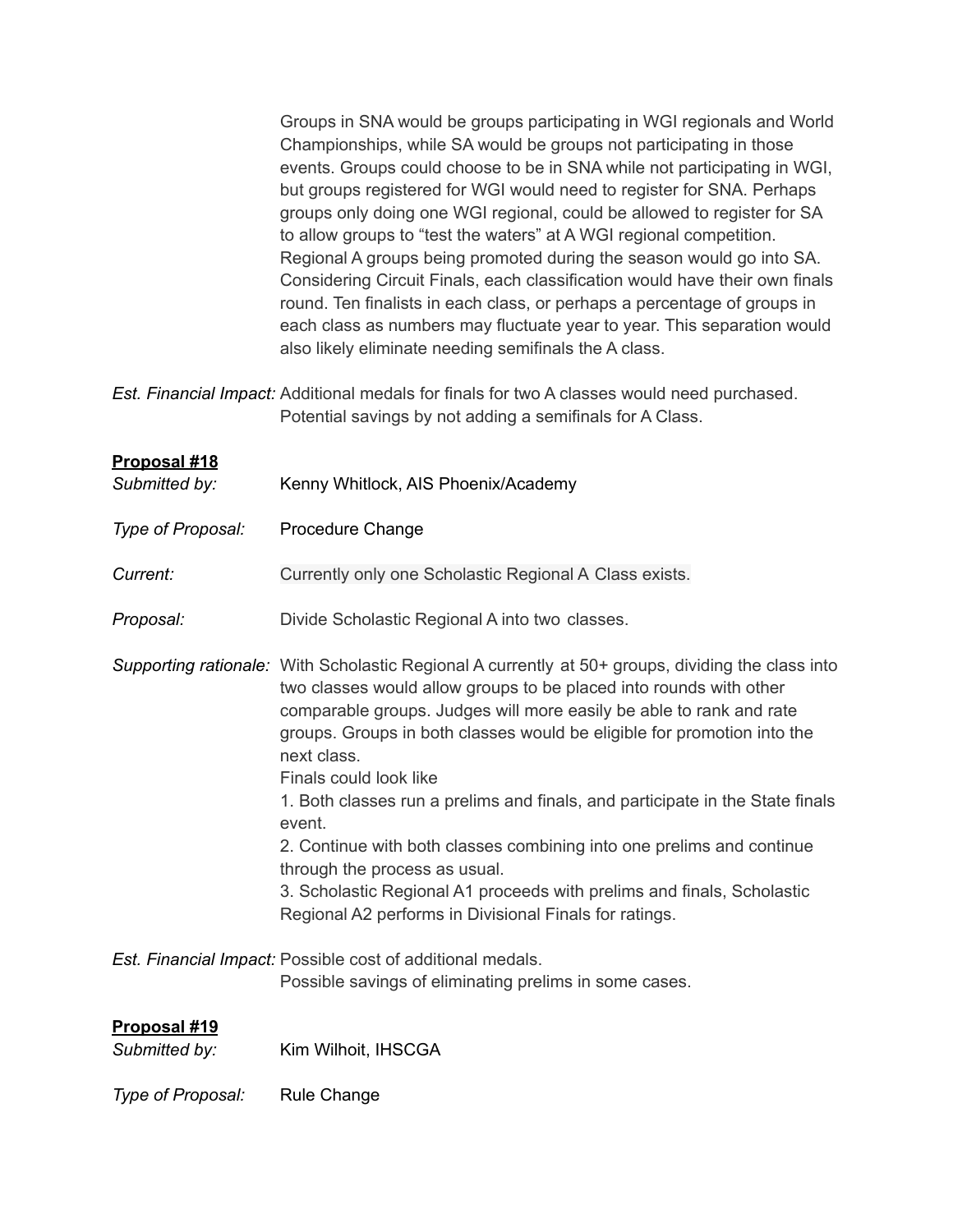Groups in SNA would be groups participating in WGI regionals and World Championships, while SA would be groups not participating in those events. Groups could choose to be in SNA while not participating in WGI, but groups registered for WGI would need to register for SNA. Perhaps groups only doing one WGI regional, could be allowed to register for SA to allow groups to "test the waters" at A WGI regional competition. Regional A groups being promoted during the season would go into SA. Considering Circuit Finals, each classification would have their own finals round. Ten finalists in each class, or perhaps a percentage of groups in each class as numbers may fluctuate year to year. This separation would also likely eliminate needing semifinals the A class.

*Est. Financial Impact:* Additional medals for finals for two A classes would need purchased. Potential savings by not adding a semifinals for A Class.

**Proposal #18**

*Submitted by:* Kenny Whitlock, AIS Phoenix/Academy

*Type of Proposal:* Procedure Change

*Current:* Currently only one Scholastic Regional A Class exists.

*Proposal:* Divide Scholastic Regional A into two classes.

*Supporting rationale:* With Scholastic Regional A currently at 50+ groups, dividing the class into two classes would allow groups to be placed into rounds with other comparable groups. Judges will more easily be able to rank and rate groups. Groups in both classes would be eligible for promotion into the next class.

Finals could look like

1. Both classes run a prelims and finals, and participate in the State finals event.
2. Continue with both classes combining into one prelims and continue through the process as usual.
3. Scholastic Regional A1 proceeds with prelims and finals, Scholastic Regional A2 performs in Divisional Finals for ratings.

*Est. Financial Impact:* Possible cost of additional medals.
Possible savings of eliminating prelims in some cases.

**Proposal #19**

*Submitted by:* Kim Wilhoit, IHSCGA

*Type of Proposal:* Rule Change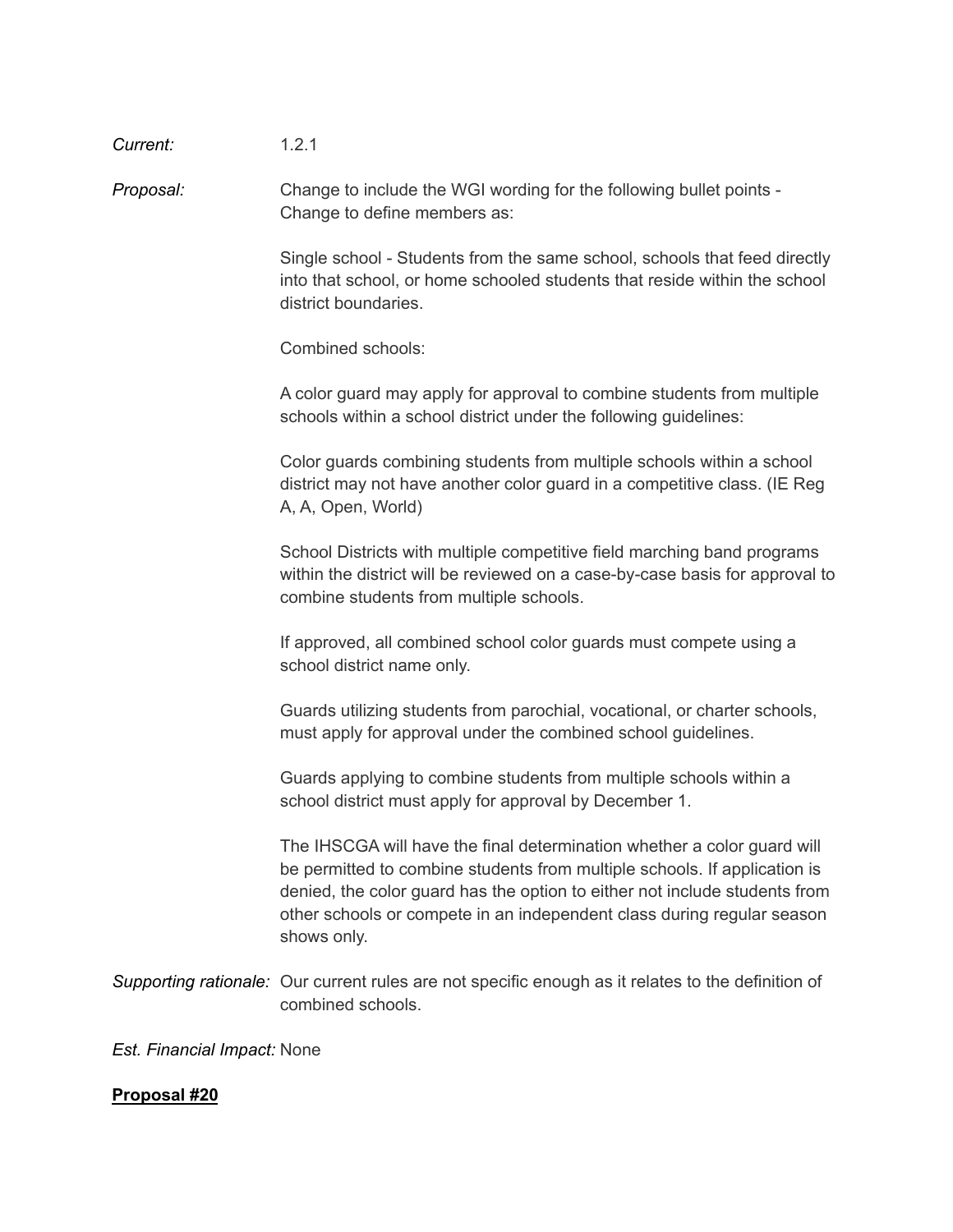*Current:* 1.2.1

*Proposal:* Change to include the WGI wording for the following bullet points - Change to define members as:

Single school - Students from the same school, schools that feed directly into that school, or home schooled students that reside within the school district boundaries.

Combined schools:

A color guard may apply for approval to combine students from multiple schools within a school district under the following guidelines:

Color guards combining students from multiple schools within a school district may not have another color guard in a competitive class. (IE Reg A, A, Open, World)

School Districts with multiple competitive field marching band programs within the district will be reviewed on a case-by-case basis for approval to combine students from multiple schools.

If approved, all combined school color guards must compete using a school district name only.

Guards utilizing students from parochial, vocational, or charter schools, must apply for approval under the combined school guidelines.

Guards applying to combine students from multiple schools within a school district must apply for approval by December 1.

The IHSCGA will have the final determination whether a color guard will be permitted to combine students from multiple schools. If application is denied, the color guard has the option to either not include students from other schools or compete in an independent class during regular season shows only.

*Supporting rationale:* Our current rules are not specific enough as it relates to the definition of combined schools.

*Est. Financial Impact:* None

**Proposal #20**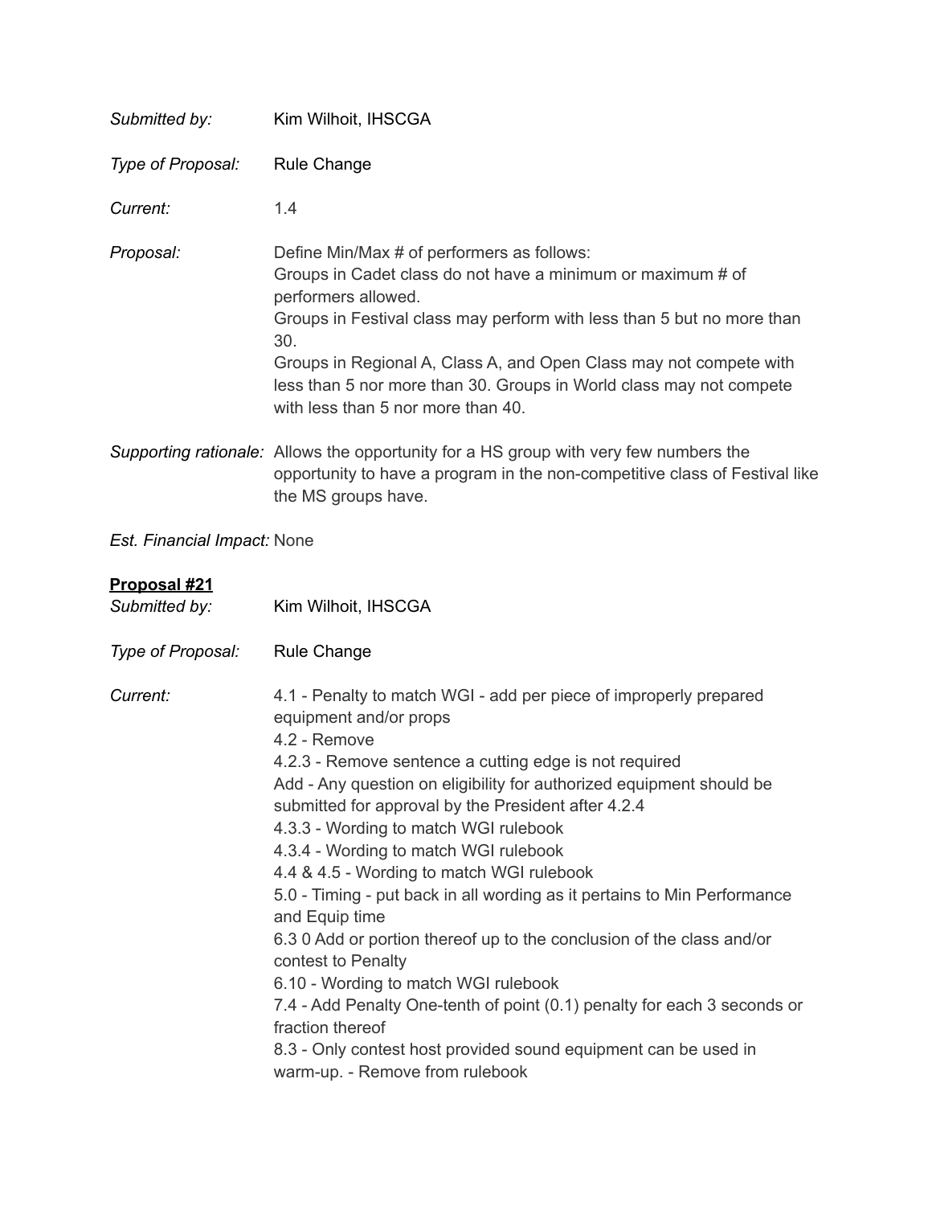*Submitted by:* Kim Wilhoit, IHSCGA

*Type of Proposal:* Rule Change

*Current:* 1.4

*Proposal:* Define Min/Max # of performers as follows:
Groups in Cadet class do not have a minimum or maximum # of performers allowed.
Groups in Festival class may perform with less than 5 but no more than 30.
Groups in Regional A, Class A, and Open Class may not compete with less than 5 nor more than 30. Groups in World class may not compete with less than 5 nor more than 40.

*Supporting rationale:* Allows the opportunity for a HS group with very few numbers the opportunity to have a program in the non-competitive class of Festival like the MS groups have.

*Est. Financial Impact:* None

**Proposal #21**

*Submitted by:* Kim Wilhoit, IHSCGA

*Type of Proposal:* Rule Change

*Current:*
4.1 - Penalty to match WGI - add per piece of improperly prepared equipment and/or props
4.2 - Remove
4.2.3 - Remove sentence a cutting edge is not required
Add - Any question on eligibility for authorized equipment should be submitted for approval by the President after 4.2.4
4.3.3 - Wording to match WGI rulebook
4.3.4 - Wording to match WGI rulebook
4.4 & 4.5 - Wording to match WGI rulebook
5.0 - Timing - put back in all wording as it pertains to Min Performance and Equip time
6.3 0 Add or portion thereof up to the conclusion of the class and/or contest to Penalty
6.10 - Wording to match WGI rulebook
7.4 - Add Penalty One-tenth of point (0.1) penalty for each 3 seconds or fraction thereof
8.3 - Only contest host provided sound equipment can be used in warm-up. - Remove from rulebook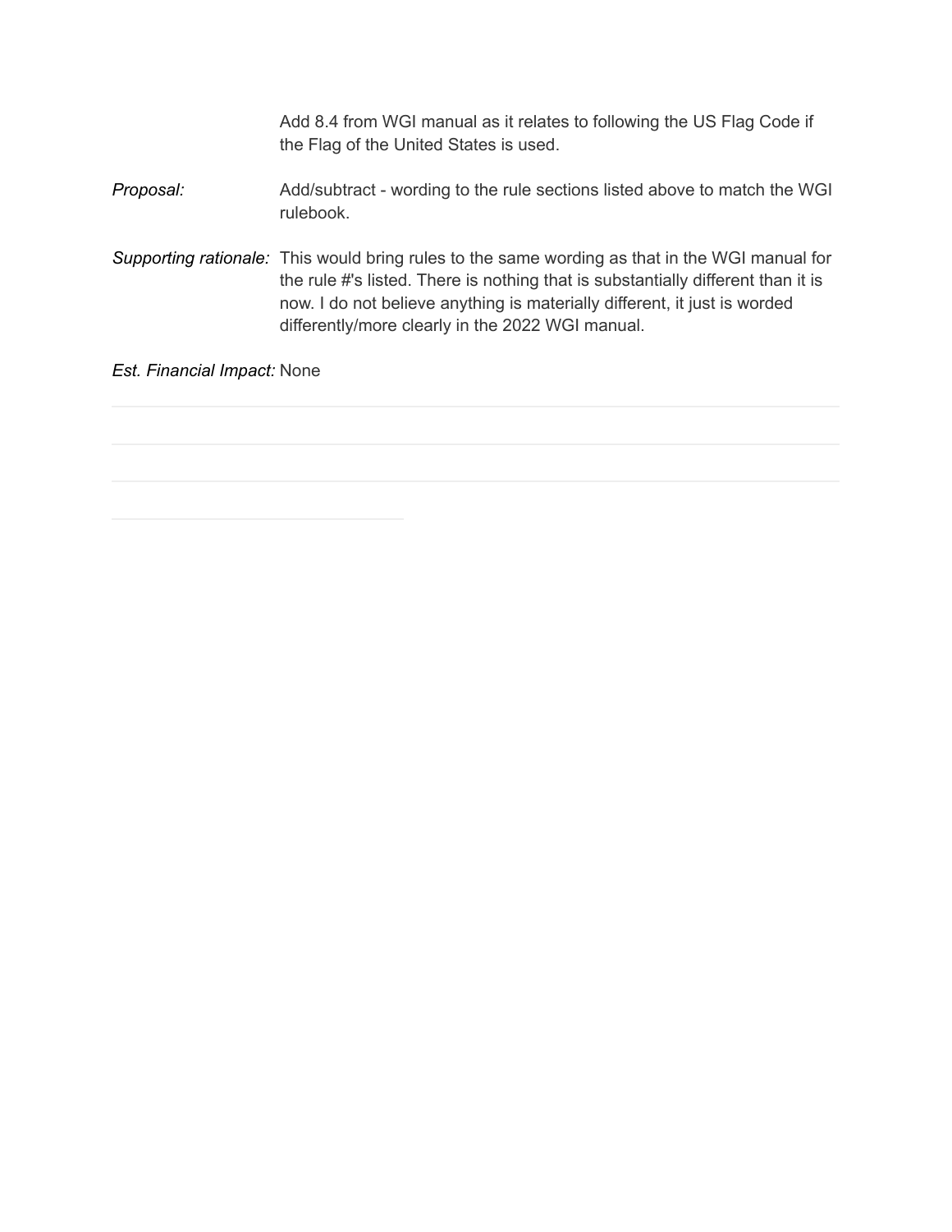Add 8.4 from WGI manual as it relates to following the US Flag Code if the Flag of the United States is used.

*Proposal:* Add/subtract - wording to the rule sections listed above to match the WGI rulebook.

*Supporting rationale:* This would bring rules to the same wording as that in the WGI manual for the rule #'s listed. There is nothing that is substantially different than it is now. I do not believe anything is materially different, it just is worded differently/more clearly in the 2022 WGI manual.

*Est. Financial Impact:* None